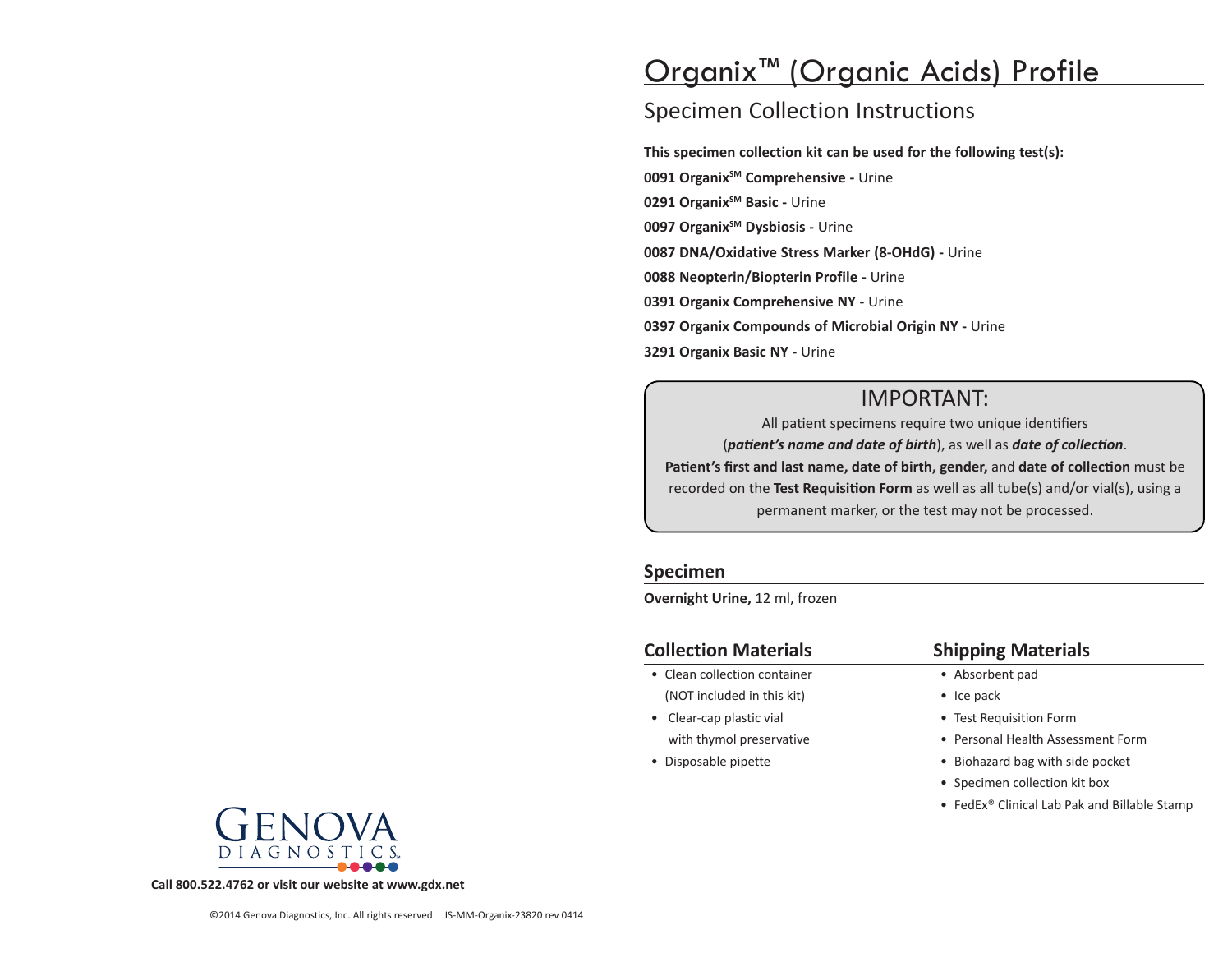# Organix™ (Organic Acids) Profile

## Specimen Collection Instructions

**This specimen collection kit can be used for the following test(s):**

**0091 Organix℠ Comprehensive -** Urine

**0291 Organix℠ Basic -** Urine

**0097 Organix℠ Dysbiosis -** Urine

**0087 DNA/Oxidative Stress Marker (8-OHdG) -** Urine

**0088 Neopterin/Biopterin Profile -** Urine

**0391 Organix Comprehensive NY -** Urine

**0397 Organix Compounds of Microbial Origin NY -** Urine

**3291 Organix Basic NY -** Urine

> IMPORTANT:
>
> All patient specimens require two unique identifiers (***patient's name and date of birth***), as well as ***date of collection***.
> **Patient's first and last name, date of birth, gender,** and **date of collection** must be recorded on the **Test Requisition Form** as well as all tube(s) and/or vial(s), using a permanent marker, or the test may not be processed.

### Specimen

**Overnight Urine,** 12 ml, frozen

### Collection Materials

- Clean collection container (NOT included in this kit)
- Clear-cap plastic vial with thymol preservative
- Disposable pipette

### Shipping Materials

- Absorbent pad
- Ice pack
- Test Requisition Form
- Personal Health Assessment Form
- Biohazard bag with side pocket
- Specimen collection kit box
- FedEx® Clinical Lab Pak and Billable Stamp

GENOVA DIAGNOSTICS

**Call 800.522.4762 or visit our website at www.gdx.net**

©2014 Genova Diagnostics, Inc. All rights reserved IS-MM-Organix-23820 rev 0414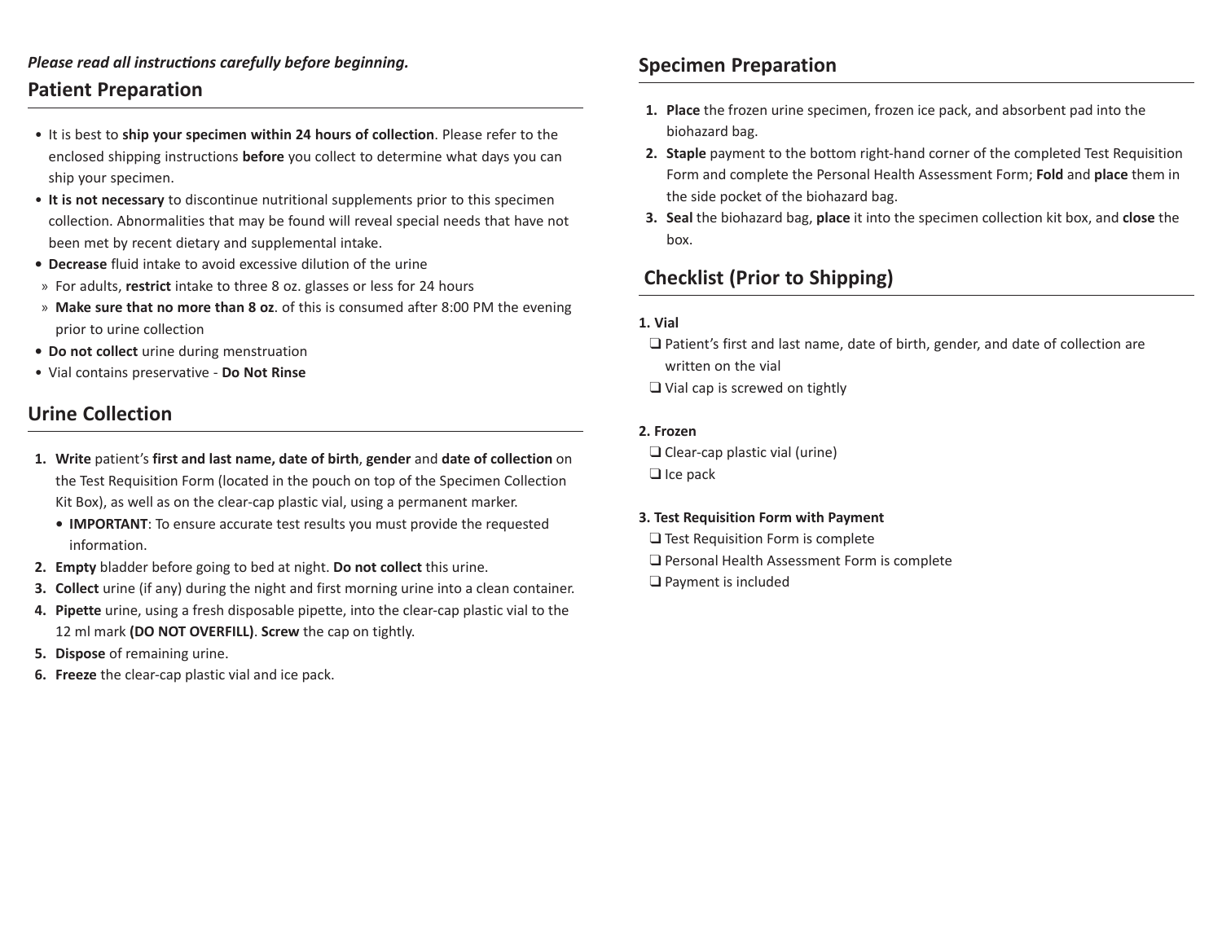***Please read all instructions carefully before beginning.***

## Patient Preparation

- It is best to **ship your specimen within 24 hours of collection**. Please refer to the enclosed shipping instructions **before** you collect to determine what days you can ship your specimen.
- **It is not necessary** to discontinue nutritional supplements prior to this specimen collection. Abnormalities that may be found will reveal special needs that have not been met by recent dietary and supplemental intake.
- **Decrease** fluid intake to avoid excessive dilution of the urine
  - For adults, **restrict** intake to three 8 oz. glasses or less for 24 hours
  - **Make sure that no more than 8 oz**. of this is consumed after 8:00 PM the evening prior to urine collection
- **Do not collect** urine during menstruation
- Vial contains preservative - **Do Not Rinse**

## Urine Collection

1. **Write** patient's **first and last name, date of birth**, **gender** and **date of collection** on the Test Requisition Form (located in the pouch on top of the Specimen Collection Kit Box), as well as on the clear-cap plastic vial, using a permanent marker.
   - **IMPORTANT**: To ensure accurate test results you must provide the requested information.
2. **Empty** bladder before going to bed at night. **Do not collect** this urine.
3. **Collect** urine (if any) during the night and first morning urine into a clean container.
4. **Pipette** urine, using a fresh disposable pipette, into the clear-cap plastic vial to the 12 ml mark **(DO NOT OVERFILL)**. **Screw** the cap on tightly.
5. **Dispose** of remaining urine.
6. **Freeze** the clear-cap plastic vial and ice pack.

## Specimen Preparation

1. **Place** the frozen urine specimen, frozen ice pack, and absorbent pad into the biohazard bag.
2. **Staple** payment to the bottom right-hand corner of the completed Test Requisition Form and complete the Personal Health Assessment Form; **Fold** and **place** them in the side pocket of the biohazard bag.
3. **Seal** the biohazard bag, **place** it into the specimen collection kit box, and **close** the box.

## Checklist (Prior to Shipping)

**1. Vial**

- ❑ Patient's first and last name, date of birth, gender, and date of collection are written on the vial
- ❑ Vial cap is screwed on tightly

**2. Frozen**

- ❑ Clear-cap plastic vial (urine)
- ❑ Ice pack

**3. Test Requisition Form with Payment**

- ❑ Test Requisition Form is complete
- ❑ Personal Health Assessment Form is complete
- ❑ Payment is included